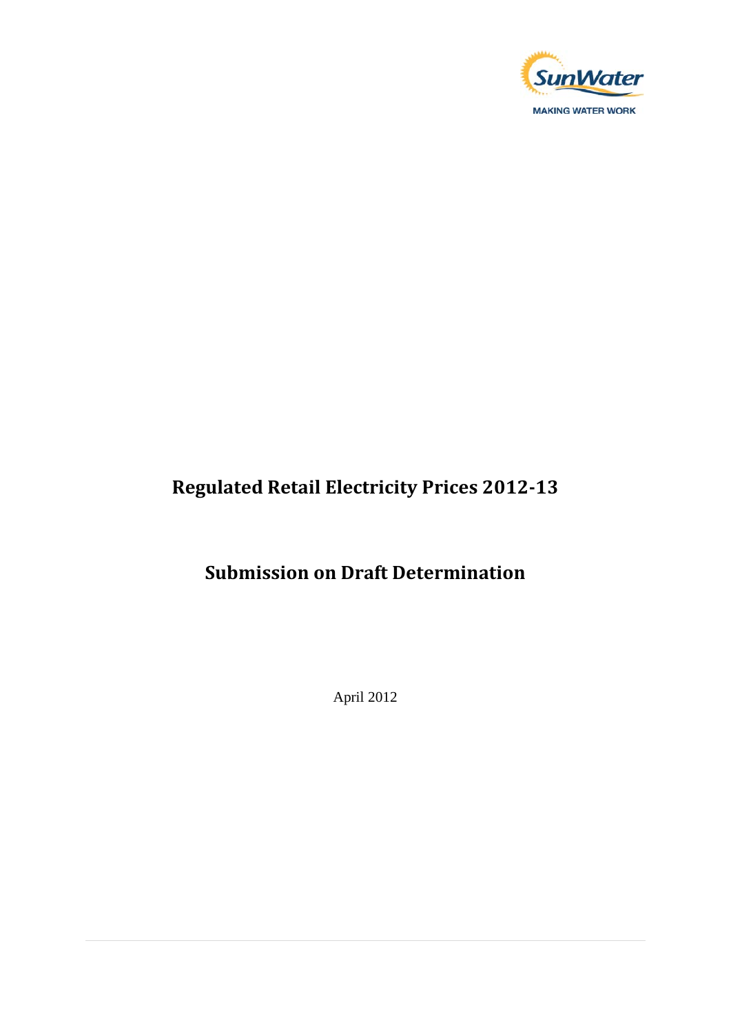SunWater

MAKING WATER WORK

# Regulated Retail Electricity Prices 2012-13

# Submission on Draft Determination

April 2012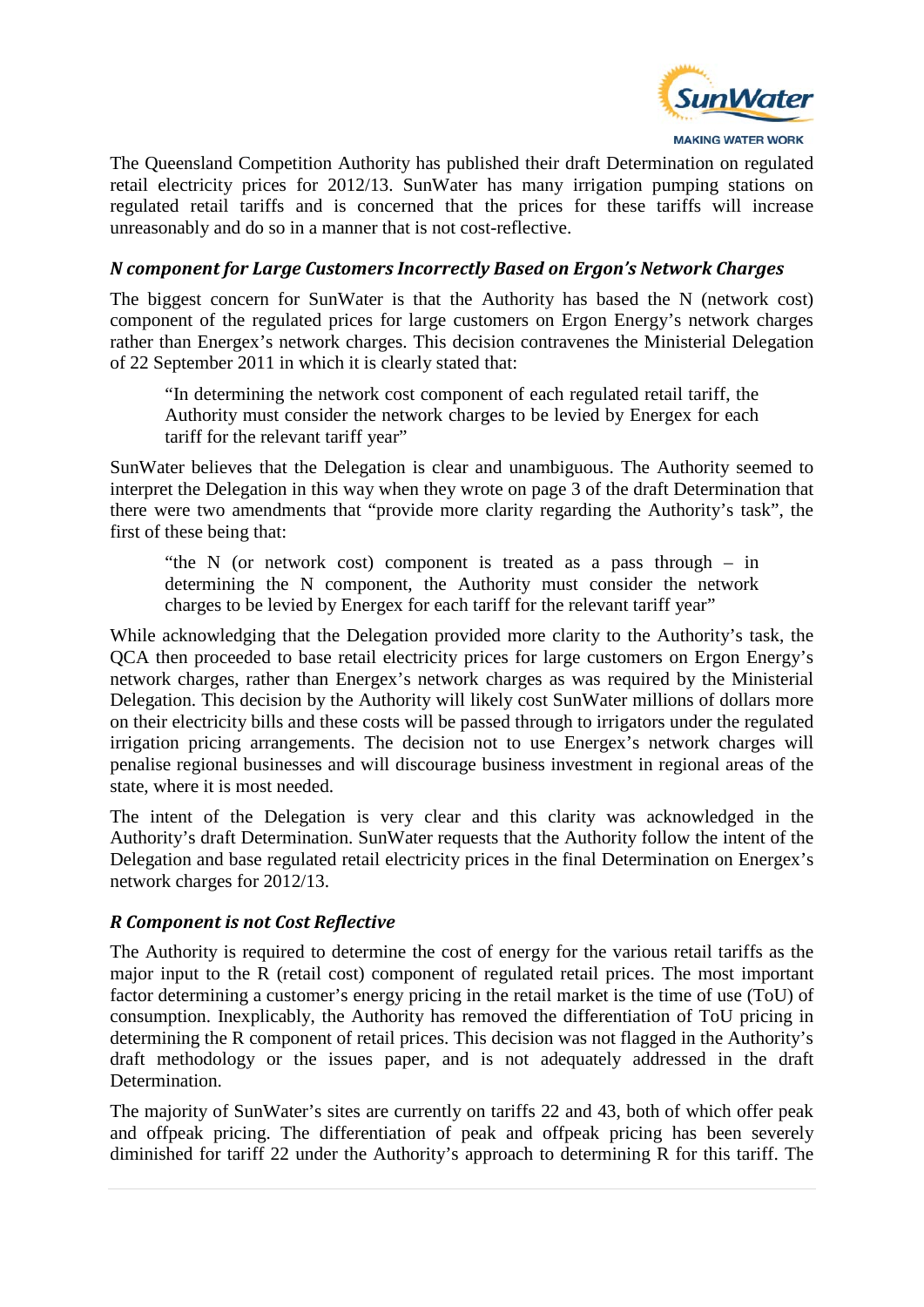The Queensland Competition Authority has published their draft Determination on regulated retail electricity prices for 2012/13. SunWater has many irrigation pumping stations on regulated retail tariffs and is concerned that the prices for these tariffs will increase unreasonably and do so in a manner that is not cost-reflective.

### *N component for Large Customers Incorrectly Based on Ergon's Network Charges*

The biggest concern for SunWater is that the Authority has based the N (network cost) component of the regulated prices for large customers on Ergon Energy's network charges rather than Energex's network charges. This decision contravenes the Ministerial Delegation of 22 September 2011 in which it is clearly stated that:

> "In determining the network cost component of each regulated retail tariff, the Authority must consider the network charges to be levied by Energex for each tariff for the relevant tariff year"

SunWater believes that the Delegation is clear and unambiguous. The Authority seemed to interpret the Delegation in this way when they wrote on page 3 of the draft Determination that there were two amendments that "provide more clarity regarding the Authority's task", the first of these being that:

> "the N (or network cost) component is treated as a pass through – in determining the N component, the Authority must consider the network charges to be levied by Energex for each tariff for the relevant tariff year"

While acknowledging that the Delegation provided more clarity to the Authority's task, the QCA then proceeded to base retail electricity prices for large customers on Ergon Energy's network charges, rather than Energex's network charges as was required by the Ministerial Delegation. This decision by the Authority will likely cost SunWater millions of dollars more on their electricity bills and these costs will be passed through to irrigators under the regulated irrigation pricing arrangements. The decision not to use Energex's network charges will penalise regional businesses and will discourage business investment in regional areas of the state, where it is most needed.

The intent of the Delegation is very clear and this clarity was acknowledged in the Authority's draft Determination. SunWater requests that the Authority follow the intent of the Delegation and base regulated retail electricity prices in the final Determination on Energex's network charges for 2012/13.

### *R Component is not Cost Reflective*

The Authority is required to determine the cost of energy for the various retail tariffs as the major input to the R (retail cost) component of regulated retail prices. The most important factor determining a customer's energy pricing in the retail market is the time of use (ToU) of consumption. Inexplicably, the Authority has removed the differentiation of ToU pricing in determining the R component of retail prices. This decision was not flagged in the Authority's draft methodology or the issues paper, and is not adequately addressed in the draft Determination.

The majority of SunWater's sites are currently on tariffs 22 and 43, both of which offer peak and offpeak pricing. The differentiation of peak and offpeak pricing has been severely diminished for tariff 22 under the Authority's approach to determining R for this tariff. The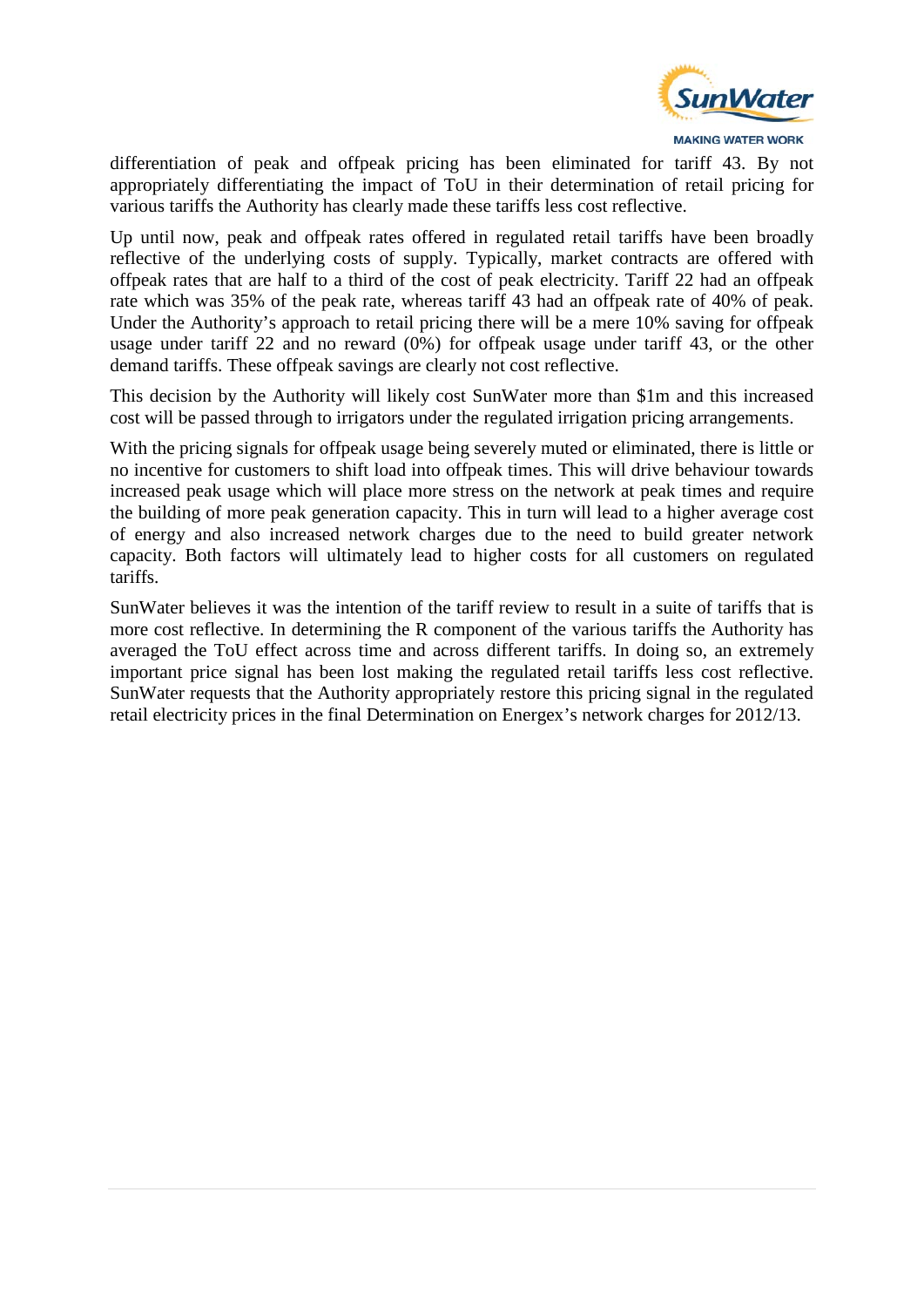differentiation of peak and offpeak pricing has been eliminated for tariff 43. By not appropriately differentiating the impact of ToU in their determination of retail pricing for various tariffs the Authority has clearly made these tariffs less cost reflective.

Up until now, peak and offpeak rates offered in regulated retail tariffs have been broadly reflective of the underlying costs of supply. Typically, market contracts are offered with offpeak rates that are half to a third of the cost of peak electricity. Tariff 22 had an offpeak rate which was 35% of the peak rate, whereas tariff 43 had an offpeak rate of 40% of peak. Under the Authority's approach to retail pricing there will be a mere 10% saving for offpeak usage under tariff 22 and no reward (0%) for offpeak usage under tariff 43, or the other demand tariffs. These offpeak savings are clearly not cost reflective.

This decision by the Authority will likely cost SunWater more than $1m and this increased cost will be passed through to irrigators under the regulated irrigation pricing arrangements.

With the pricing signals for offpeak usage being severely muted or eliminated, there is little or no incentive for customers to shift load into offpeak times. This will drive behaviour towards increased peak usage which will place more stress on the network at peak times and require the building of more peak generation capacity. This in turn will lead to a higher average cost of energy and also increased network charges due to the need to build greater network capacity. Both factors will ultimately lead to higher costs for all customers on regulated tariffs.

SunWater believes it was the intention of the tariff review to result in a suite of tariffs that is more cost reflective. In determining the R component of the various tariffs the Authority has averaged the ToU effect across time and across different tariffs. In doing so, an extremely important price signal has been lost making the regulated retail tariffs less cost reflective. SunWater requests that the Authority appropriately restore this pricing signal in the regulated retail electricity prices in the final Determination on Energex's network charges for 2012/13.